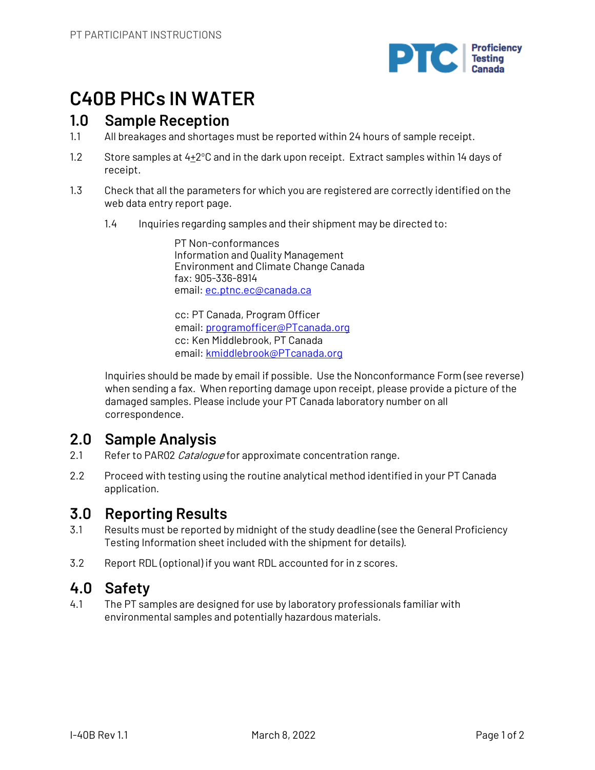# C40B PHCs IN WATER

## 1.0 Sample Reception

1.1 All breakages and shortages must be reported within 24 hours of sample receipt.

1.2 Store samples at 4±2°C and in the dark upon receipt. Extract samples within 14 days of receipt.

1.3 Check that all the parameters for which you are registered are correctly identified on the web data entry report page.

1.4 Inquiries regarding samples and their shipment may be directed to:

PT Non-conformances  
Information and Quality Management  
Environment and Climate Change Canada  
fax: 905-336-8914  
email: ec.ptnc.ec@canada.ca

cc: PT Canada, Program Officer  
email: programofficer@PTcanada.org  
cc: Ken Middlebrook, PT Canada  
email: kmiddlebrook@PTcanada.org

Inquiries should be made by email if possible. Use the Nonconformance Form (see reverse) when sending a fax. When reporting damage upon receipt, please provide a picture of the damaged samples. Please include your PT Canada laboratory number on all correspondence.

## 2.0 Sample Analysis

2.1 Refer to PAR02 *Catalogue* for approximate concentration range.

2.2 Proceed with testing using the routine analytical method identified in your PT Canada application.

## 3.0 Reporting Results

3.1 Results must be reported by midnight of the study deadline (see the General Proficiency Testing Information sheet included with the shipment for details).

3.2 Report RDL (optional) if you want RDL accounted for in z scores.

## 4.0 Safety

4.1 The PT samples are designed for use by laboratory professionals familiar with environmental samples and potentially hazardous materials.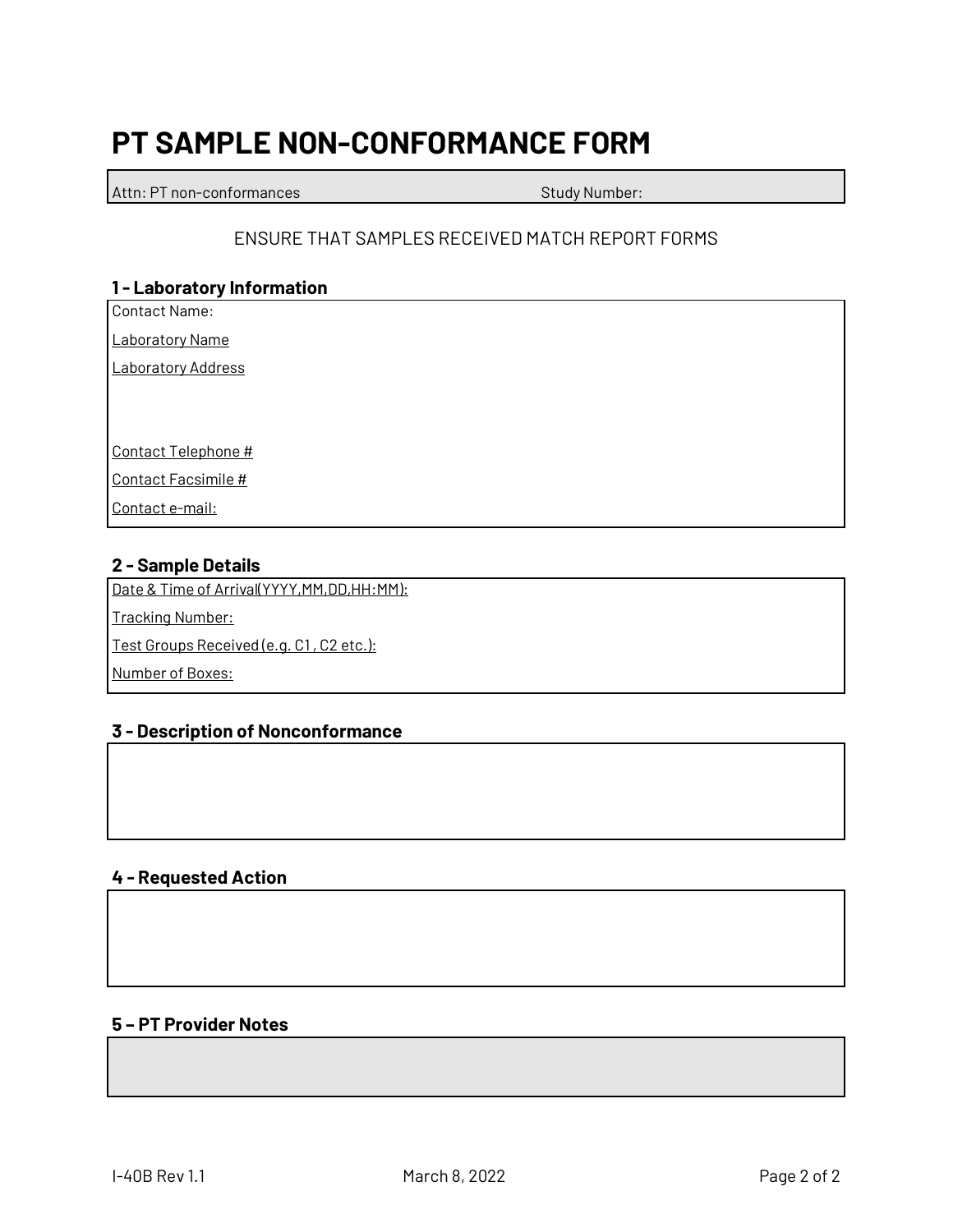# PT SAMPLE NON-CONFORMANCE FORM

Attn: PT non-conformances    Study Number:

ENSURE THAT SAMPLES RECEIVED MATCH REPORT FORMS

### 1 - Laboratory Information

Contact Name:

Laboratory Name

Laboratory Address

Contact Telephone #

Contact Facsimile #

Contact e-mail:

### 2 - Sample Details

Date & Time of Arrival(YYYY,MM,DD,HH:MM):

Tracking Number:

Test Groups Received (e.g. C1 , C2 etc.):

Number of Boxes:

### 3 - Description of Nonconformance

### 4 - Requested Action

### 5 – PT Provider Notes

I-40B Rev 1.1    March 8, 2022